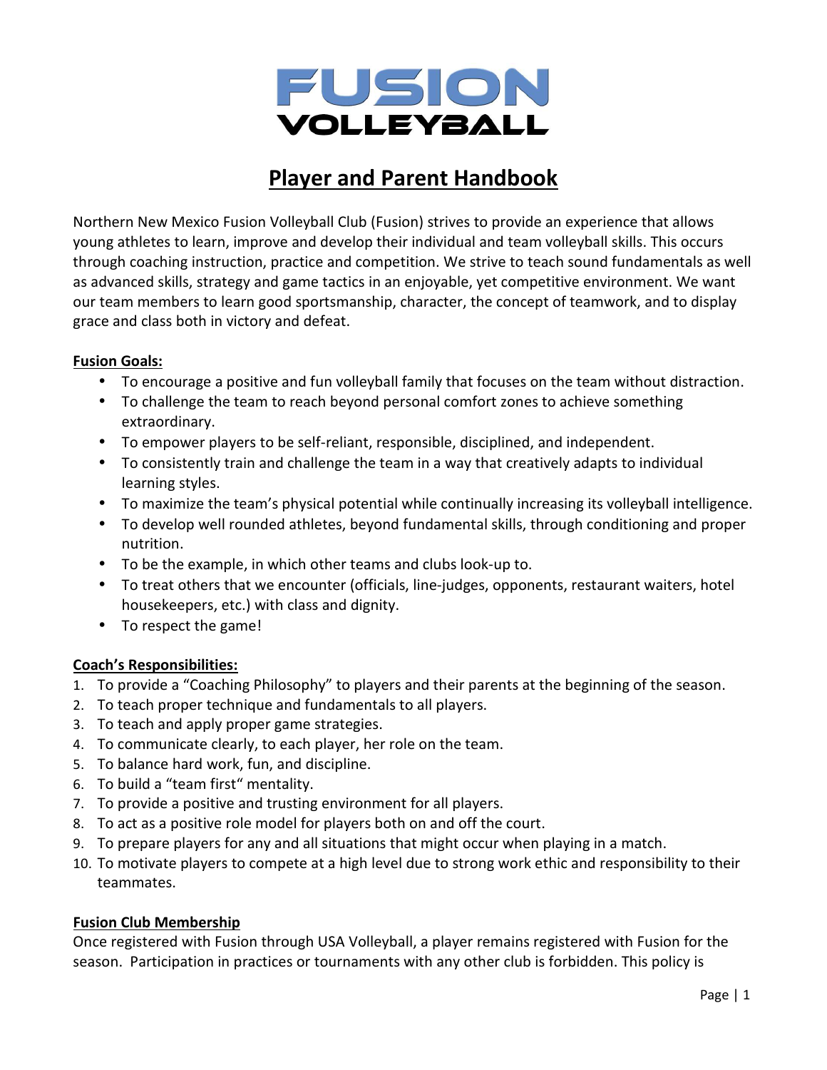# FUSION VOLLEYBALL

## Player and Parent Handbook

Northern New Mexico Fusion Volleyball Club (Fusion) strives to provide an experience that allows young athletes to learn, improve and develop their individual and team volleyball skills. This occurs through coaching instruction, practice and competition. We strive to teach sound fundamentals as well as advanced skills, strategy and game tactics in an enjoyable, yet competitive environment. We want our team members to learn good sportsmanship, character, the concept of teamwork, and to display grace and class both in victory and defeat.

**Fusion Goals:**

- To encourage a positive and fun volleyball family that focuses on the team without distraction.
- To challenge the team to reach beyond personal comfort zones to achieve something extraordinary.
- To empower players to be self-reliant, responsible, disciplined, and independent.
- To consistently train and challenge the team in a way that creatively adapts to individual learning styles.
- To maximize the team's physical potential while continually increasing its volleyball intelligence.
- To develop well rounded athletes, beyond fundamental skills, through conditioning and proper nutrition.
- To be the example, in which other teams and clubs look-up to.
- To treat others that we encounter (officials, line-judges, opponents, restaurant waiters, hotel housekeepers, etc.) with class and dignity.
- To respect the game!

**Coach's Responsibilities:**

1. To provide a "Coaching Philosophy" to players and their parents at the beginning of the season.
2. To teach proper technique and fundamentals to all players.
3. To teach and apply proper game strategies.
4. To communicate clearly, to each player, her role on the team.
5. To balance hard work, fun, and discipline.
6. To build a "team first" mentality.
7. To provide a positive and trusting environment for all players.
8. To act as a positive role model for players both on and off the court.
9. To prepare players for any and all situations that might occur when playing in a match.
10. To motivate players to compete at a high level due to strong work ethic and responsibility to their teammates.

**Fusion Club Membership**

Once registered with Fusion through USA Volleyball, a player remains registered with Fusion for the season. Participation in practices or tournaments with any other club is forbidden. This policy is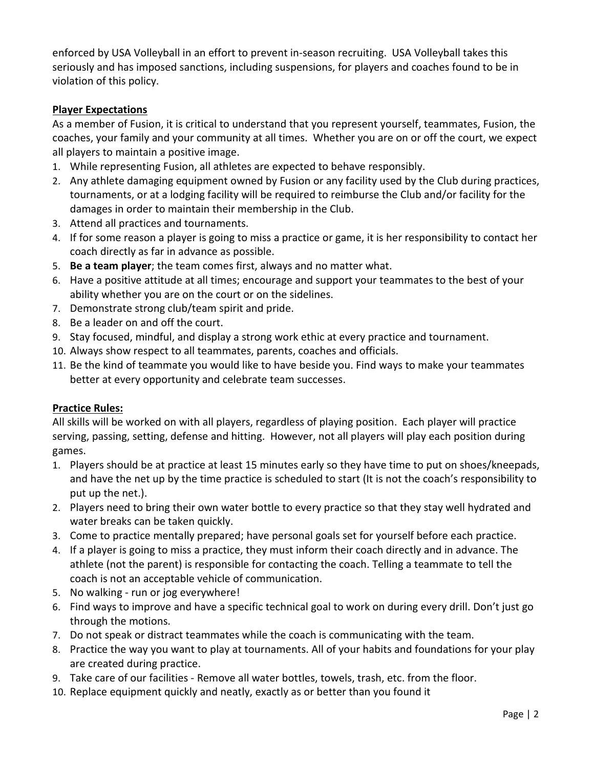enforced by USA Volleyball in an effort to prevent in-season recruiting. USA Volleyball takes this seriously and has imposed sanctions, including suspensions, for players and coaches found to be in violation of this policy.

## Player Expectations

As a member of Fusion, it is critical to understand that you represent yourself, teammates, Fusion, the coaches, your family and your community at all times. Whether you are on or off the court, we expect all players to maintain a positive image.

1. While representing Fusion, all athletes are expected to behave responsibly.
2. Any athlete damaging equipment owned by Fusion or any facility used by the Club during practices, tournaments, or at a lodging facility will be required to reimburse the Club and/or facility for the damages in order to maintain their membership in the Club.
3. Attend all practices and tournaments.
4. If for some reason a player is going to miss a practice or game, it is her responsibility to contact her coach directly as far in advance as possible.
5. **Be a team player**; the team comes first, always and no matter what.
6. Have a positive attitude at all times; encourage and support your teammates to the best of your ability whether you are on the court or on the sidelines.
7. Demonstrate strong club/team spirit and pride.
8. Be a leader on and off the court.
9. Stay focused, mindful, and display a strong work ethic at every practice and tournament.
10. Always show respect to all teammates, parents, coaches and officials.
11. Be the kind of teammate you would like to have beside you. Find ways to make your teammates better at every opportunity and celebrate team successes.

## Practice Rules:

All skills will be worked on with all players, regardless of playing position. Each player will practice serving, passing, setting, defense and hitting. However, not all players will play each position during games.

1. Players should be at practice at least 15 minutes early so they have time to put on shoes/kneepads, and have the net up by the time practice is scheduled to start (It is not the coach's responsibility to put up the net.).
2. Players need to bring their own water bottle to every practice so that they stay well hydrated and water breaks can be taken quickly.
3. Come to practice mentally prepared; have personal goals set for yourself before each practice.
4. If a player is going to miss a practice, they must inform their coach directly and in advance. The athlete (not the parent) is responsible for contacting the coach. Telling a teammate to tell the coach is not an acceptable vehicle of communication.
5. No walking - run or jog everywhere!
6. Find ways to improve and have a specific technical goal to work on during every drill. Don't just go through the motions.
7. Do not speak or distract teammates while the coach is communicating with the team.
8. Practice the way you want to play at tournaments. All of your habits and foundations for your play are created during practice.
9. Take care of our facilities - Remove all water bottles, towels, trash, etc. from the floor.
10. Replace equipment quickly and neatly, exactly as or better than you found it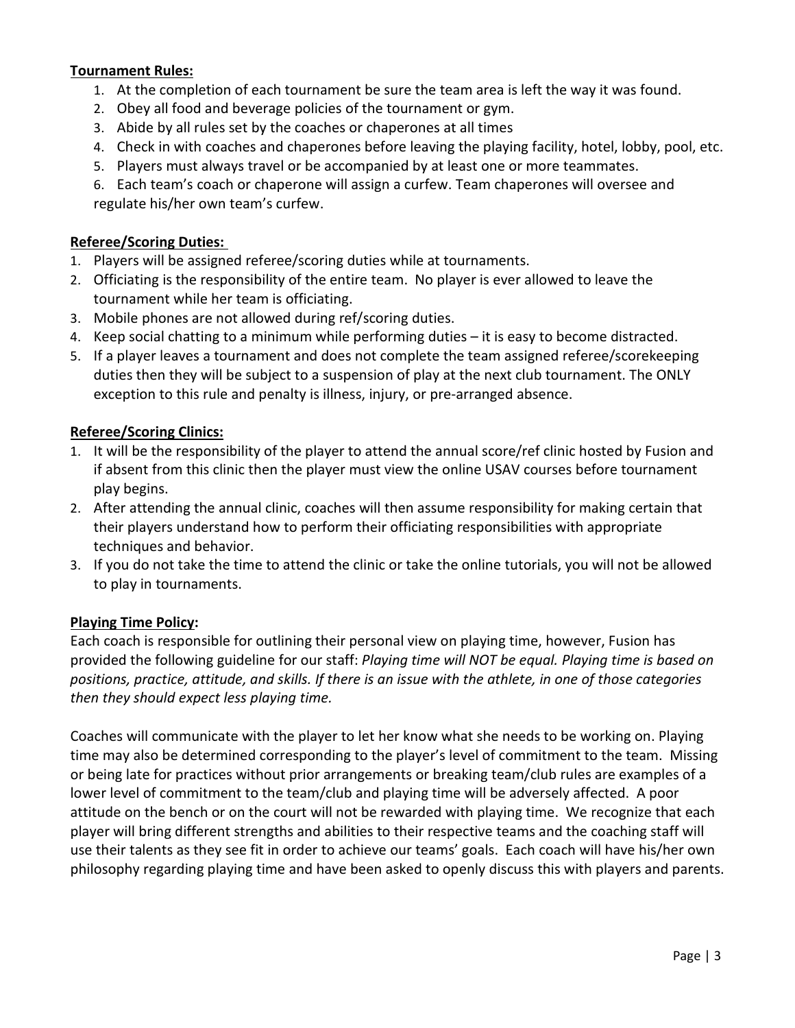**Tournament Rules:**

1. At the completion of each tournament be sure the team area is left the way it was found.
2. Obey all food and beverage policies of the tournament or gym.
3. Abide by all rules set by the coaches or chaperones at all times
4. Check in with coaches and chaperones before leaving the playing facility, hotel, lobby, pool, etc.
5. Players must always travel or be accompanied by at least one or more teammates.
6. Each team's coach or chaperone will assign a curfew. Team chaperones will oversee and regulate his/her own team's curfew.

**Referee/Scoring Duties:**

1. Players will be assigned referee/scoring duties while at tournaments.
2. Officiating is the responsibility of the entire team. No player is ever allowed to leave the tournament while her team is officiating.
3. Mobile phones are not allowed during ref/scoring duties.
4. Keep social chatting to a minimum while performing duties – it is easy to become distracted.
5. If a player leaves a tournament and does not complete the team assigned referee/scorekeeping duties then they will be subject to a suspension of play at the next club tournament. The ONLY exception to this rule and penalty is illness, injury, or pre-arranged absence.

**Referee/Scoring Clinics:**

1. It will be the responsibility of the player to attend the annual score/ref clinic hosted by Fusion and if absent from this clinic then the player must view the online USAV courses before tournament play begins.
2. After attending the annual clinic, coaches will then assume responsibility for making certain that their players understand how to perform their officiating responsibilities with appropriate techniques and behavior.
3. If you do not take the time to attend the clinic or take the online tutorials, you will not be allowed to play in tournaments.

**Playing Time Policy:**

Each coach is responsible for outlining their personal view on playing time, however, Fusion has provided the following guideline for our staff: *Playing time will NOT be equal. Playing time is based on positions, practice, attitude, and skills. If there is an issue with the athlete, in one of those categories then they should expect less playing time.*

Coaches will communicate with the player to let her know what she needs to be working on. Playing time may also be determined corresponding to the player's level of commitment to the team. Missing or being late for practices without prior arrangements or breaking team/club rules are examples of a lower level of commitment to the team/club and playing time will be adversely affected. A poor attitude on the bench or on the court will not be rewarded with playing time. We recognize that each player will bring different strengths and abilities to their respective teams and the coaching staff will use their talents as they see fit in order to achieve our teams' goals. Each coach will have his/her own philosophy regarding playing time and have been asked to openly discuss this with players and parents.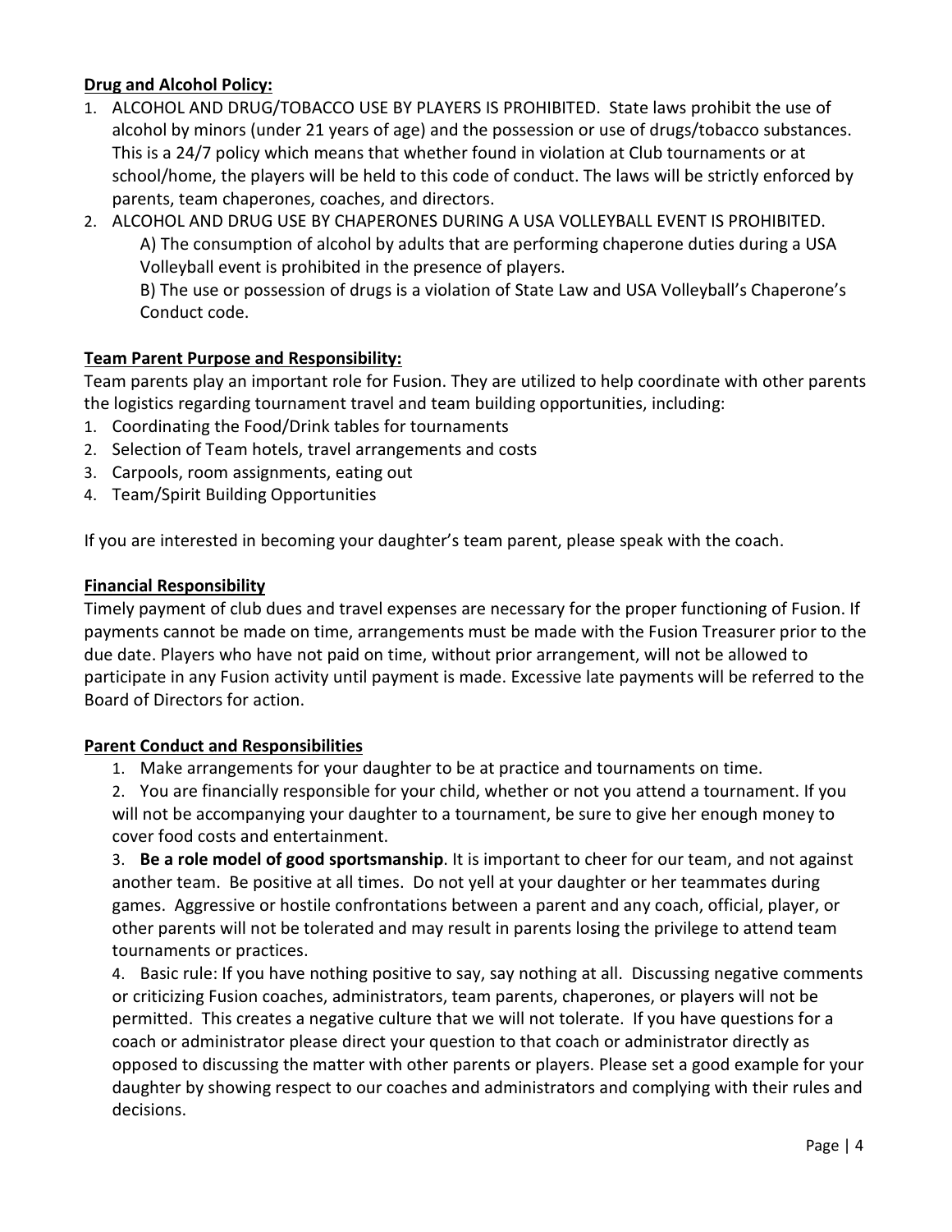**Drug and Alcohol Policy:**

1. ALCOHOL AND DRUG/TOBACCO USE BY PLAYERS IS PROHIBITED. State laws prohibit the use of alcohol by minors (under 21 years of age) and the possession or use of drugs/tobacco substances. This is a 24/7 policy which means that whether found in violation at Club tournaments or at school/home, the players will be held to this code of conduct. The laws will be strictly enforced by parents, team chaperones, coaches, and directors.
2. ALCOHOL AND DRUG USE BY CHAPERONES DURING A USA VOLLEYBALL EVENT IS PROHIBITED.
   A) The consumption of alcohol by adults that are performing chaperone duties during a USA Volleyball event is prohibited in the presence of players.
   B) The use or possession of drugs is a violation of State Law and USA Volleyball's Chaperone's Conduct code.

**Team Parent Purpose and Responsibility:**

Team parents play an important role for Fusion. They are utilized to help coordinate with other parents the logistics regarding tournament travel and team building opportunities, including:

1. Coordinating the Food/Drink tables for tournaments
2. Selection of Team hotels, travel arrangements and costs
3. Carpools, room assignments, eating out
4. Team/Spirit Building Opportunities

If you are interested in becoming your daughter's team parent, please speak with the coach.

**Financial Responsibility**

Timely payment of club dues and travel expenses are necessary for the proper functioning of Fusion. If payments cannot be made on time, arrangements must be made with the Fusion Treasurer prior to the due date. Players who have not paid on time, without prior arrangement, will not be allowed to participate in any Fusion activity until payment is made. Excessive late payments will be referred to the Board of Directors for action.

**Parent Conduct and Responsibilities**

1. Make arrangements for your daughter to be at practice and tournaments on time.
2. You are financially responsible for your child, whether or not you attend a tournament. If you will not be accompanying your daughter to a tournament, be sure to give her enough money to cover food costs and entertainment.
3. **Be a role model of good sportsmanship**. It is important to cheer for our team, and not against another team. Be positive at all times. Do not yell at your daughter or her teammates during games. Aggressive or hostile confrontations between a parent and any coach, official, player, or other parents will not be tolerated and may result in parents losing the privilege to attend team tournaments or practices.
4. Basic rule: If you have nothing positive to say, say nothing at all. Discussing negative comments or criticizing Fusion coaches, administrators, team parents, chaperones, or players will not be permitted. This creates a negative culture that we will not tolerate. If you have questions for a coach or administrator please direct your question to that coach or administrator directly as opposed to discussing the matter with other parents or players. Please set a good example for your daughter by showing respect to our coaches and administrators and complying with their rules and decisions.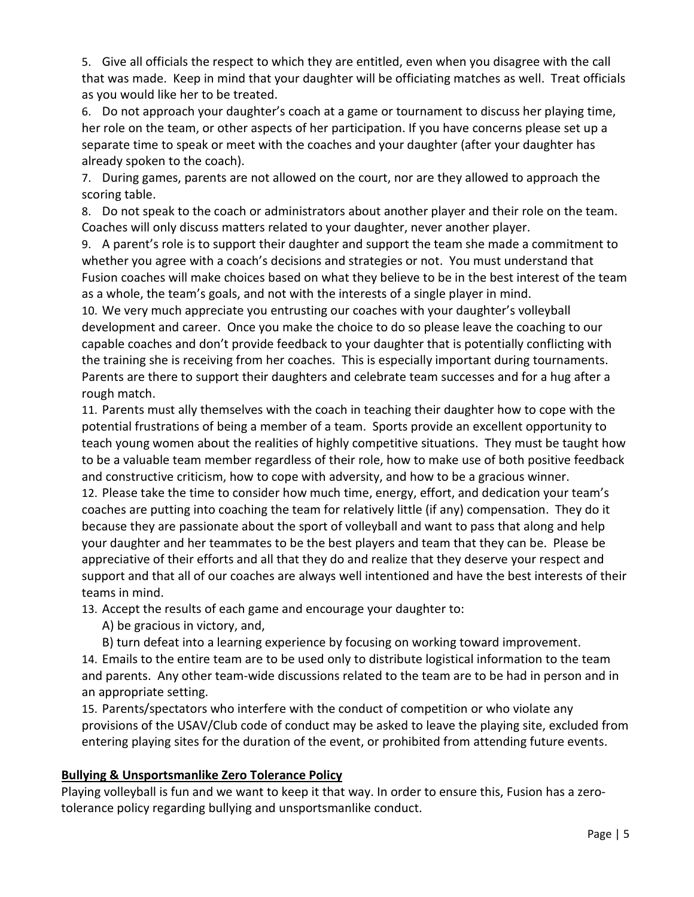5. Give all officials the respect to which they are entitled, even when you disagree with the call that was made. Keep in mind that your daughter will be officiating matches as well. Treat officials as you would like her to be treated.
6. Do not approach your daughter's coach at a game or tournament to discuss her playing time, her role on the team, or other aspects of her participation. If you have concerns please set up a separate time to speak or meet with the coaches and your daughter (after your daughter has already spoken to the coach).
7. During games, parents are not allowed on the court, nor are they allowed to approach the scoring table.
8. Do not speak to the coach or administrators about another player and their role on the team. Coaches will only discuss matters related to your daughter, never another player.
9. A parent's role is to support their daughter and support the team she made a commitment to whether you agree with a coach's decisions and strategies or not. You must understand that Fusion coaches will make choices based on what they believe to be in the best interest of the team as a whole, the team's goals, and not with the interests of a single player in mind.
10. We very much appreciate you entrusting our coaches with your daughter's volleyball development and career. Once you make the choice to do so please leave the coaching to our capable coaches and don't provide feedback to your daughter that is potentially conflicting with the training she is receiving from her coaches. This is especially important during tournaments. Parents are there to support their daughters and celebrate team successes and for a hug after a rough match.
11. Parents must ally themselves with the coach in teaching their daughter how to cope with the potential frustrations of being a member of a team. Sports provide an excellent opportunity to teach young women about the realities of highly competitive situations. They must be taught how to be a valuable team member regardless of their role, how to make use of both positive feedback and constructive criticism, how to cope with adversity, and how to be a gracious winner.
12. Please take the time to consider how much time, energy, effort, and dedication your team's coaches are putting into coaching the team for relatively little (if any) compensation. They do it because they are passionate about the sport of volleyball and want to pass that along and help your daughter and her teammates to be the best players and team that they can be. Please be appreciative of their efforts and all that they do and realize that they deserve your respect and support and that all of our coaches are always well intentioned and have the best interests of their teams in mind.
13. Accept the results of each game and encourage your daughter to:
    A) be gracious in victory, and,
    B) turn defeat into a learning experience by focusing on working toward improvement.
14. Emails to the entire team are to be used only to distribute logistical information to the team and parents. Any other team-wide discussions related to the team are to be had in person and in an appropriate setting.
15. Parents/spectators who interfere with the conduct of competition or who violate any provisions of the USAV/Club code of conduct may be asked to leave the playing site, excluded from entering playing sites for the duration of the event, or prohibited from attending future events.

## Bullying & Unsportsmanlike Zero Tolerance Policy

Playing volleyball is fun and we want to keep it that way. In order to ensure this, Fusion has a zero-tolerance policy regarding bullying and unsportsmanlike conduct.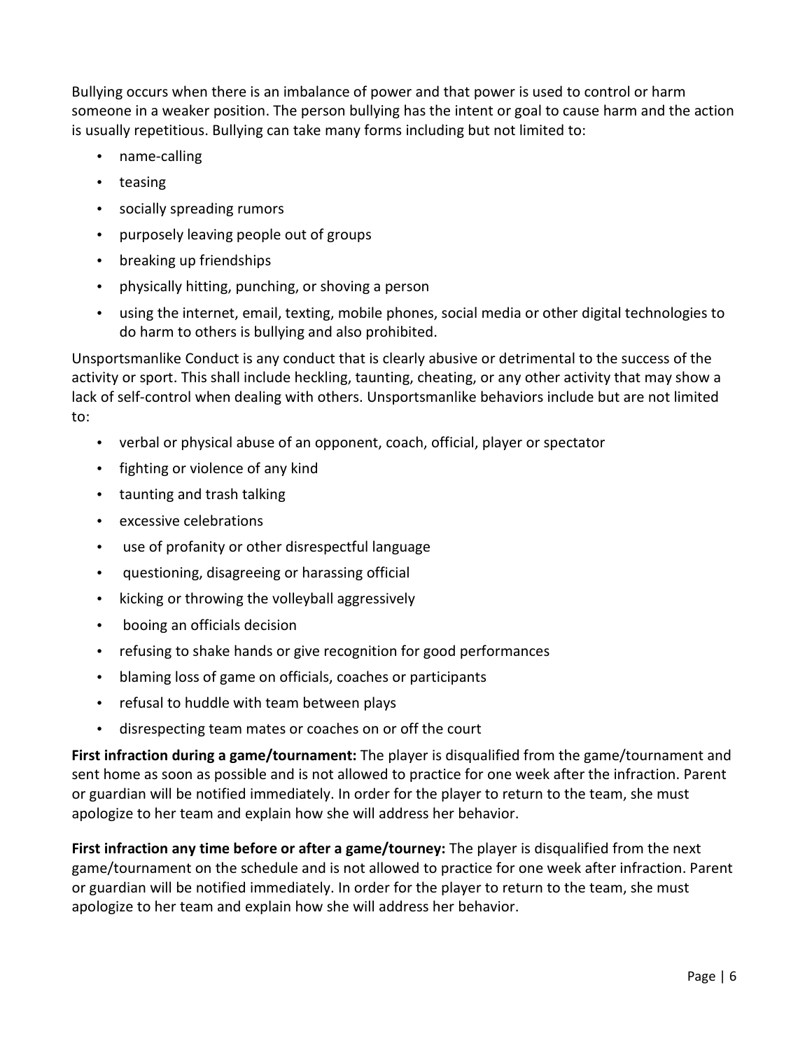Bullying occurs when there is an imbalance of power and that power is used to control or harm someone in a weaker position. The person bullying has the intent or goal to cause harm and the action is usually repetitious. Bullying can take many forms including but not limited to:

- name-calling
- teasing
- socially spreading rumors
- purposely leaving people out of groups
- breaking up friendships
- physically hitting, punching, or shoving a person
- using the internet, email, texting, mobile phones, social media or other digital technologies to do harm to others is bullying and also prohibited.

Unsportsmanlike Conduct is any conduct that is clearly abusive or detrimental to the success of the activity or sport. This shall include heckling, taunting, cheating, or any other activity that may show a lack of self-control when dealing with others. Unsportsmanlike behaviors include but are not limited to:

- verbal or physical abuse of an opponent, coach, official, player or spectator
- fighting or violence of any kind
- taunting and trash talking
- excessive celebrations
- use of profanity or other disrespectful language
- questioning, disagreeing or harassing official
- kicking or throwing the volleyball aggressively
- booing an officials decision
- refusing to shake hands or give recognition for good performances
- blaming loss of game on officials, coaches or participants
- refusal to huddle with team between plays
- disrespecting team mates or coaches on or off the court

**First infraction during a game/tournament:** The player is disqualified from the game/tournament and sent home as soon as possible and is not allowed to practice for one week after the infraction. Parent or guardian will be notified immediately. In order for the player to return to the team, she must apologize to her team and explain how she will address her behavior.

**First infraction any time before or after a game/tourney:** The player is disqualified from the next game/tournament on the schedule and is not allowed to practice for one week after infraction. Parent or guardian will be notified immediately. In order for the player to return to the team, she must apologize to her team and explain how she will address her behavior.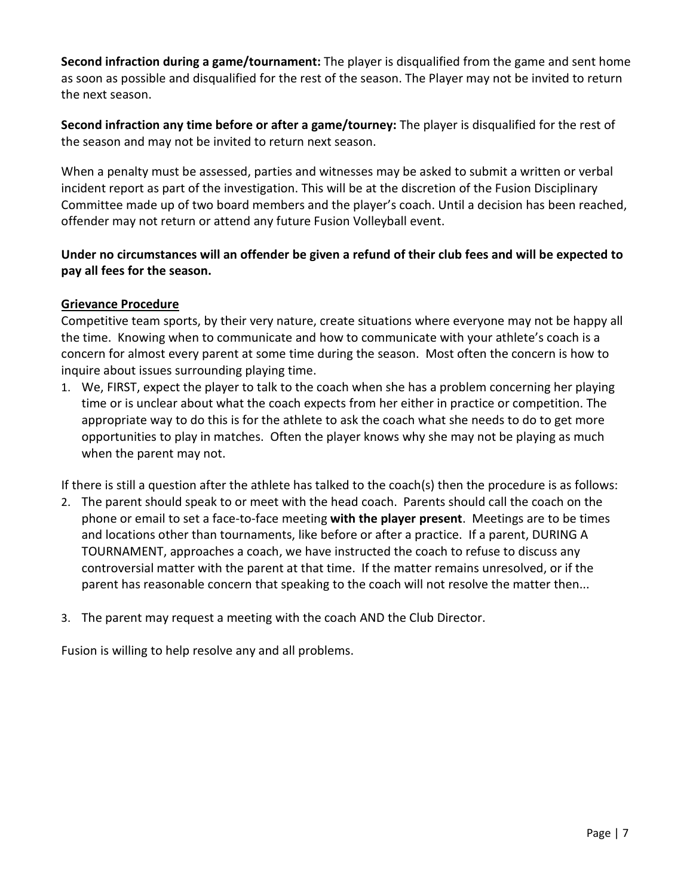**Second infraction during a game/tournament:** The player is disqualified from the game and sent home as soon as possible and disqualified for the rest of the season. The Player may not be invited to return the next season.

**Second infraction any time before or after a game/tourney:** The player is disqualified for the rest of the season and may not be invited to return next season.

When a penalty must be assessed, parties and witnesses may be asked to submit a written or verbal incident report as part of the investigation. This will be at the discretion of the Fusion Disciplinary Committee made up of two board members and the player's coach. Until a decision has been reached, offender may not return or attend any future Fusion Volleyball event.

**Under no circumstances will an offender be given a refund of their club fees and will be expected to pay all fees for the season.**

**Grievance Procedure**

Competitive team sports, by their very nature, create situations where everyone may not be happy all the time. Knowing when to communicate and how to communicate with your athlete's coach is a concern for almost every parent at some time during the season. Most often the concern is how to inquire about issues surrounding playing time.

1. We, FIRST, expect the player to talk to the coach when she has a problem concerning her playing time or is unclear about what the coach expects from her either in practice or competition. The appropriate way to do this is for the athlete to ask the coach what she needs to do to get more opportunities to play in matches. Often the player knows why she may not be playing as much when the parent may not.

If there is still a question after the athlete has talked to the coach(s) then the procedure is as follows:

2. The parent should speak to or meet with the head coach. Parents should call the coach on the phone or email to set a face-to-face meeting **with the player present**. Meetings are to be times and locations other than tournaments, like before or after a practice. If a parent, DURING A TOURNAMENT, approaches a coach, we have instructed the coach to refuse to discuss any controversial matter with the parent at that time. If the matter remains unresolved, or if the parent has reasonable concern that speaking to the coach will not resolve the matter then...

3. The parent may request a meeting with the coach AND the Club Director.

Fusion is willing to help resolve any and all problems.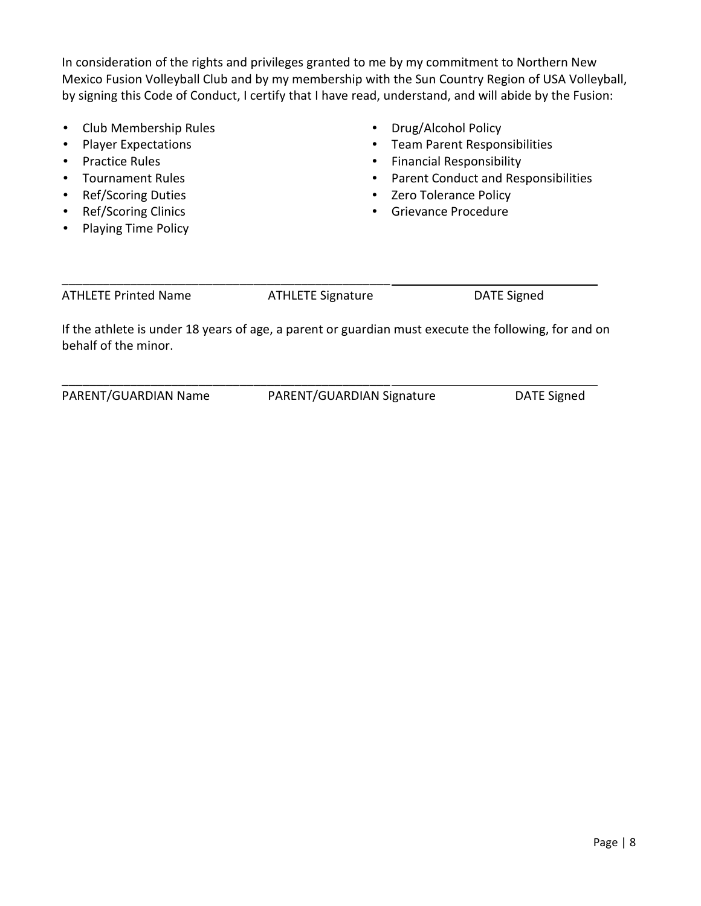In consideration of the rights and privileges granted to me by my commitment to Northern New Mexico Fusion Volleyball Club and by my membership with the Sun Country Region of USA Volleyball, by signing this Code of Conduct, I certify that I have read, understand, and will abide by the Fusion:

- Club Membership Rules
- Player Expectations
- Practice Rules
- Tournament Rules
- Ref/Scoring Duties
- Ref/Scoring Clinics
- Playing Time Policy
- Drug/Alcohol Policy
- Team Parent Responsibilities
- Financial Responsibility
- Parent Conduct and Responsibilities
- Zero Tolerance Policy
- Grievance Procedure

_______________________________________________________________________________

ATHLETE Printed Name    ATHLETE Signature    DATE Signed

If the athlete is under 18 years of age, a parent or guardian must execute the following, for and on behalf of the minor.

_______________________________________________________________________________

PARENT/GUARDIAN Name    PARENT/GUARDIAN Signature    DATE Signed